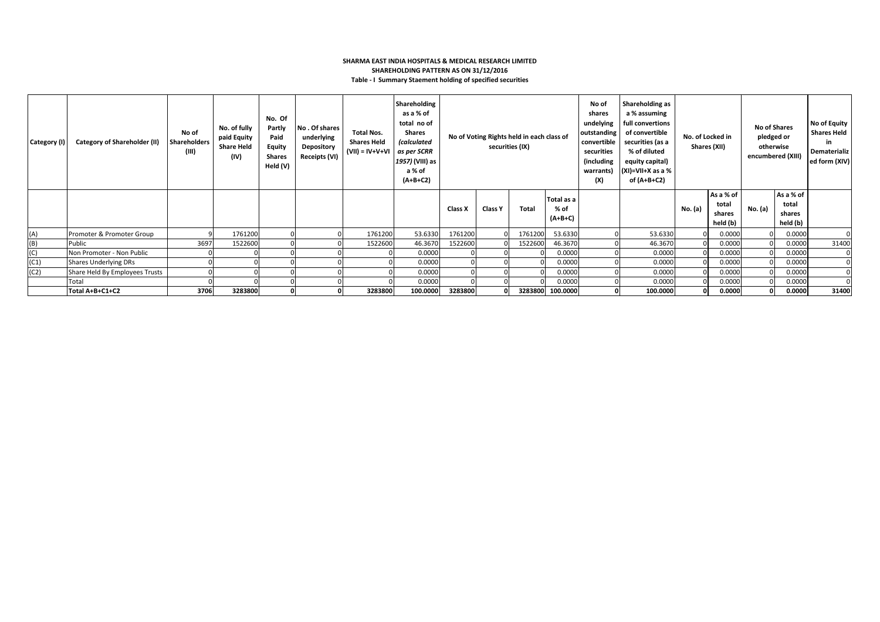**SHARMA EAST INDIA HOSPITALS & MEDICAL RESEARCH LIMITED**

**SHAREHOLDING PATTERN AS ON 31/12/2016**

**Table - I Summary Staement holding of specified securities**

| Category (I) | Category of Shareholder (II) | No of Shareholders (III) | No. of fully paid Equity Share Held (IV) | No. Of Partly Paid Equity Shares Held (V) | No . Of shares underlying Depository Receipts (VI) | Total Nos. Shares Held (VII) = IV+V+VI | Shareholding as a % of total no of Shares *(calculated as per SCRR 1957)* (VIII) as a % of (A+B+C2) | No of Voting Rights held in each class of securities (IX) | | | | No of shares undelying outstanding convertible securities (including warrants) (X) | Shareholding as a % assuming full convertions of convertible securities (as a % of diluted equity capital) (XI)=VII+X as a % of (A+B+C2) | No. of Locked in Shares (XII) | | No of Shares pledged or otherwise encumbered (XIII) | | No of Equity Shares Held in Dematerialized form (XIV) |
|---|---|---|---|---|---|---|---|---|---|---|---|---|---|---|---|---|---|---|
| | | | | | | | | Class X | Class Y | Total | Total as a % of (A+B+C) | | | No. (a) | As a % of total shares held (b) | No. (a) | As a % of total shares held (b) | |
| (A) | Promoter & Promoter Group | 9 | 1761200 | 0 | 0 | 1761200 | 53.6330 | 1761200 | 0 | 1761200 | 53.6330 | 0 | 53.6330 | 0 | 0.0000 | 0 | 0.0000 | 0 |
| (B) | Public | 3697 | 1522600 | 0 | 0 | 1522600 | 46.3670 | 1522600 | 0 | 1522600 | 46.3670 | 0 | 46.3670 | 0 | 0.0000 | 0 | 0.0000 | 31400 |
| (C) | Non Promoter - Non Public | 0 | 0 | 0 | 0 | 0 | 0.0000 | 0 | 0 | 0 | 0.0000 | 0 | 0.0000 | 0 | 0.0000 | 0 | 0.0000 | 0 |
| (C1) | Shares Underlying DRs | 0 | 0 | 0 | 0 | 0 | 0.0000 | 0 | 0 | 0 | 0.0000 | 0 | 0.0000 | 0 | 0.0000 | 0 | 0.0000 | 0 |
| (C2) | Share Held By Employees Trusts | 0 | 0 | 0 | 0 | 0 | 0.0000 | 0 | 0 | 0 | 0.0000 | 0 | 0.0000 | 0 | 0.0000 | 0 | 0.0000 | 0 |
| | Total | 0 | 0 | 0 | 0 | 0 | 0.0000 | 0 | 0 | 0 | 0.0000 | 0 | 0.0000 | 0 | 0.0000 | 0 | 0.0000 | 0 |
| | **Total A+B+C1+C2** | **3706** | **3283800** | **0** | **0** | **3283800** | **100.0000** | **3283800** | **0** | **3283800** | **100.0000** | **0** | **100.0000** | **0** | **0.0000** | **0** | **0.0000** | **31400** |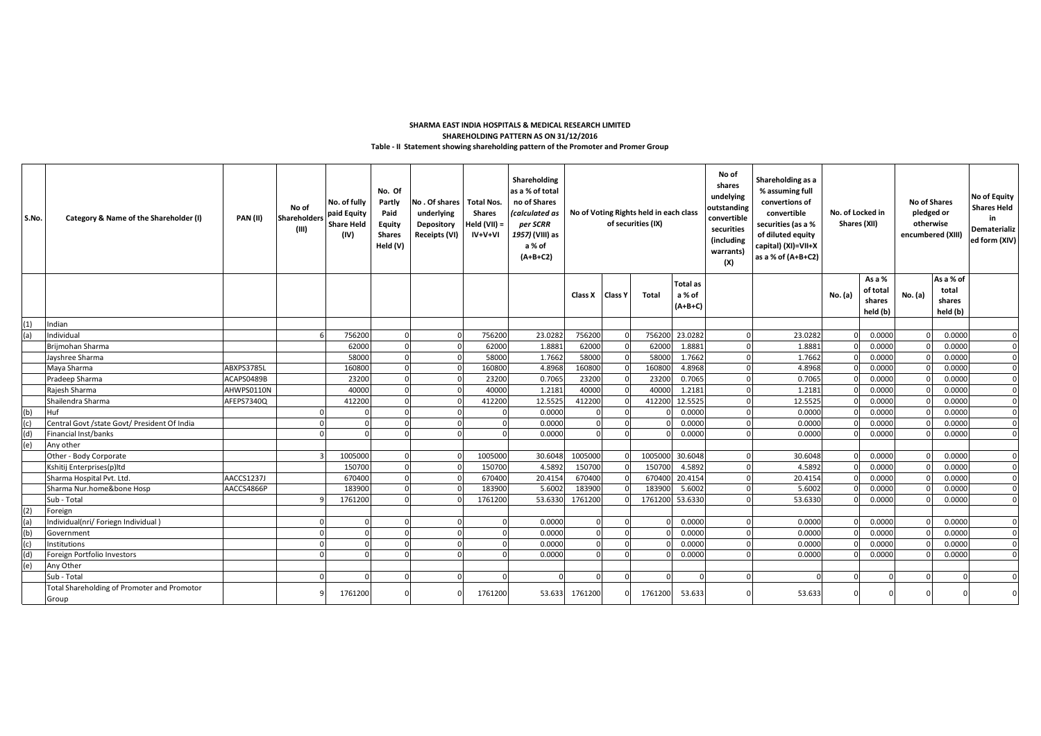**SHARMA EAST INDIA HOSPITALS & MEDICAL RESEARCH LIMITED**

**SHAREHOLDING PATTERN AS ON 31/12/2016**

**Table - II Statement showing shareholding pattern of the Promoter and Promer Group**

| S.No. | Category & Name of the Shareholder (I) | PAN (II) | No of Shareholders (III) | No. of fully paid Equity Share Held (IV) | No. Of Partly Paid Equity Shares Held (V) | No . Of shares underlying Depository Receipts (VI) | Total Nos. Shares Held (VII) = IV+V+VI | Shareholding as a % of total no of Shares (calculated as per SCRR 1957) (VIII) as a % of (A+B+C2) | No of Voting Rights held in each class of securities (IX) | | | | No of shares undelying outstanding convertible securities (including warrants) (X) | Shareholding as a % assuming full convertions of convertible securities (as a % of diluted equity capital) (XI)=VII+X as a % of (A+B+C2) | No. of Locked in Shares (XII) | | No of Shares pledged or otherwise encumbered (XIII) | | No of Equity Shares Held in Dematerialized form (XIV) |
|---|---|---|---|---|---|---|---|---|---|---|---|---|---|---|---|---|---|---|---|
| | | | | | | | | | Class X | Class Y | Total | Total as a % of (A+B+C) | | | No. (a) | As a % of total shares held (b) | No. (a) | As a % of total shares held (b) | |
| (1) | Indian | | | | | | | | | | | | | | | | | | |
| (a) | Individual | | 6 | 756200 | 0 | 0 | 756200 | 23.0282 | 756200 | 0 | 756200 | 23.0282 | 0 | 23.0282 | 0 | 0.0000 | 0 | 0.0000 | 0 |
| | Brijmohan Sharma | | | 62000 | 0 | 0 | 62000 | 1.8881 | 62000 | 0 | 62000 | 1.8881 | 0 | 1.8881 | 0 | 0.0000 | 0 | 0.0000 | 0 |
| | Jayshree Sharma | | | 58000 | 0 | 0 | 58000 | 1.7662 | 58000 | 0 | 58000 | 1.7662 | 0 | 1.7662 | 0 | 0.0000 | 0 | 0.0000 | 0 |
| | Maya Sharma | ABXPS3785L | | 160800 | 0 | 0 | 160800 | 4.8968 | 160800 | 0 | 160800 | 4.8968 | 0 | 4.8968 | 0 | 0.0000 | 0 | 0.0000 | 0 |
| | Pradeep Sharma | ACAPS0489B | | 23200 | 0 | 0 | 23200 | 0.7065 | 23200 | 0 | 23200 | 0.7065 | 0 | 0.7065 | 0 | 0.0000 | 0 | 0.0000 | 0 |
| | Rajesh Sharma | AHWPS0110N | | 40000 | 0 | 0 | 40000 | 1.2181 | 40000 | 0 | 40000 | 1.2181 | 0 | 1.2181 | 0 | 0.0000 | 0 | 0.0000 | 0 |
| | Shailendra Sharma | AFEPS7340Q | | 412200 | 0 | 0 | 412200 | 12.5525 | 412200 | 0 | 412200 | 12.5525 | 0 | 12.5525 | 0 | 0.0000 | 0 | 0.0000 | 0 |
| (b) | Huf | | 0 | 0 | 0 | 0 | 0 | 0.0000 | 0 | 0 | 0 | 0.0000 | 0 | 0.0000 | 0 | 0.0000 | 0 | 0.0000 | 0 |
| (c) | Central Govt /state Govt/ President Of India | | 0 | 0 | 0 | 0 | 0 | 0.0000 | 0 | 0 | 0 | 0.0000 | 0 | 0.0000 | 0 | 0.0000 | 0 | 0.0000 | 0 |
| (d) | Financial Inst/banks | | 0 | 0 | 0 | 0 | 0 | 0.0000 | 0 | 0 | 0 | 0.0000 | 0 | 0.0000 | 0 | 0.0000 | 0 | 0.0000 | 0 |
| (e) | Any other | | | | | | | | | | | | | | | | | | |
| | Other - Body Corporate | | 3 | 1005000 | 0 | 0 | 1005000 | 30.6048 | 1005000 | 0 | 1005000 | 30.6048 | 0 | 30.6048 | 0 | 0.0000 | 0 | 0.0000 | 0 |
| | Kshitij Enterprises(p)ltd | | | 150700 | 0 | 0 | 150700 | 4.5892 | 150700 | 0 | 150700 | 4.5892 | 0 | 4.5892 | 0 | 0.0000 | 0 | 0.0000 | 0 |
| | Sharma Hospital Pvt. Ltd. | AACCS1237J | | 670400 | 0 | 0 | 670400 | 20.4154 | 670400 | 0 | 670400 | 20.4154 | 0 | 20.4154 | 0 | 0.0000 | 0 | 0.0000 | 0 |
| | Sharma Nur.home&bone Hosp | AACCS4866P | | 183900 | 0 | 0 | 183900 | 5.6002 | 183900 | 0 | 183900 | 5.6002 | 0 | 5.6002 | 0 | 0.0000 | 0 | 0.0000 | 0 |
| | Sub - Total | | 9 | 1761200 | 0 | 0 | 1761200 | 53.6330 | 1761200 | 0 | 1761200 | 53.6330 | 0 | 53.6330 | 0 | 0.0000 | 0 | 0.0000 | 0 |
| (2) | Foreign | | | | | | | | | | | | | | | | | | |
| (a) | Individual(nri/ Foriegn Individual ) | | 0 | 0 | 0 | 0 | 0 | 0.0000 | 0 | 0 | 0 | 0.0000 | 0 | 0.0000 | 0 | 0.0000 | 0 | 0.0000 | 0 |
| (b) | Government | | 0 | 0 | 0 | 0 | 0 | 0.0000 | 0 | 0 | 0 | 0.0000 | 0 | 0.0000 | 0 | 0.0000 | 0 | 0.0000 | 0 |
| (c) | Institutions | | 0 | 0 | 0 | 0 | 0 | 0.0000 | 0 | 0 | 0 | 0.0000 | 0 | 0.0000 | 0 | 0.0000 | 0 | 0.0000 | 0 |
| (d) | Foreign Portfolio Investors | | 0 | 0 | 0 | 0 | 0 | 0.0000 | 0 | 0 | 0 | 0.0000 | 0 | 0.0000 | 0 | 0.0000 | 0 | 0.0000 | 0 |
| (e) | Any Other | | | | | | | | | | | | | | | | | | |
| | Sub - Total | | 0 | 0 | 0 | 0 | 0 | 0 | 0 | 0 | 0 | 0 | 0 | 0 | 0 | 0 | 0 | 0 | 0 |
| | Total Shareholding of Promoter and Promotor Group | | 9 | 1761200 | 0 | 0 | 1761200 | 53.633 | 1761200 | 0 | 1761200 | 53.633 | 0 | 53.633 | 0 | 0 | 0 | 0 | 0 |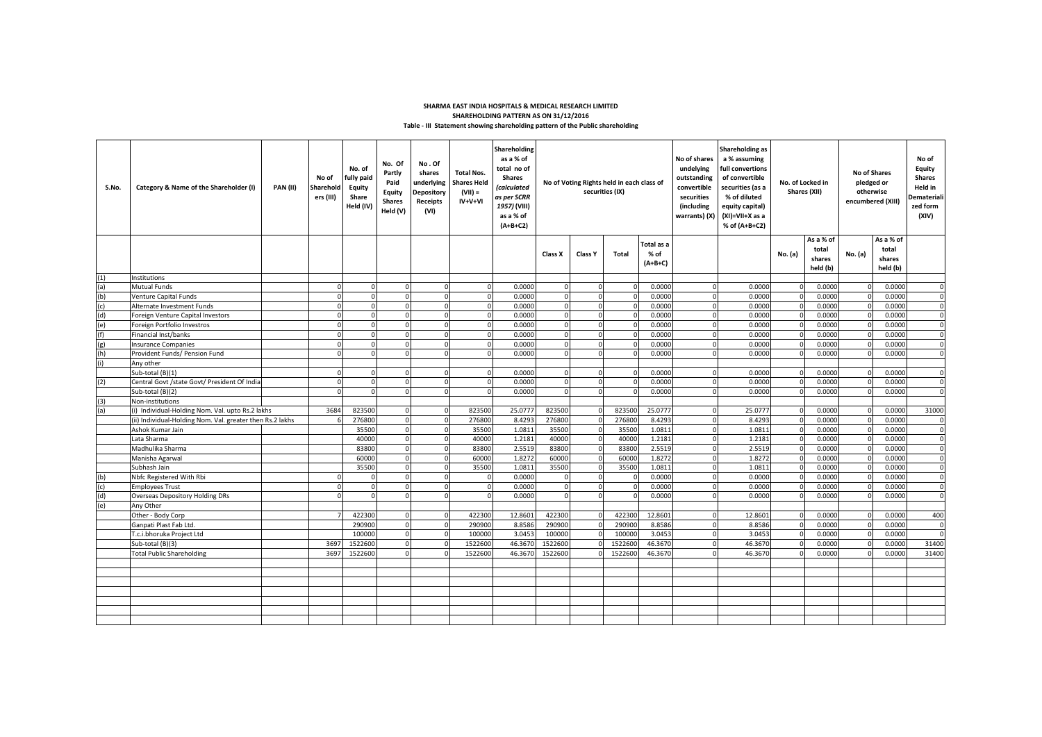**SHARMA EAST INDIA HOSPITALS & MEDICAL RESEARCH LIMITED**

**SHAREHOLDING PATTERN AS ON 31/12/2016**

**Table - III Statement showing shareholding pattern of the Public shareholding**

| S.No. | Category & Name of the Shareholder (I) | PAN (II) | No of Shareholders (III) | No. of fully paid Equity Share Held (IV) | No. Of Partly Paid Equity Shares Held (V) | No . Of shares underlying Depository Receipts (VI) | Total Nos. Shares Held (VII) = IV+V+VI | Shareholding as a % of total no of Shares (calculated as per SCRR 1957) (VIII) as a % of (A+B+C2) | No of Voting Rights held in each class of securities (IX) | | | | No of shares undeying outstanding convertible securities (including warrants) (X) | Shareholding as a % assuming full convertions of convertible securities (as a % of diluted equity capital) (XI)=VII+X as a % of (A+B+C2) | No. of Locked in Shares (XII) | | No of Shares pledged or otherwise encumbered (XIII) | | No of Equity Shares Held in Dematerialized form (XIV) |
|---|---|---|---|---|---|---|---|---|---|---|---|---|---|---|---|---|---|---|---|
| | | | | | | | | | Class X | Class Y | Total | Total as a % of (A+B+C) | | | No. (a) | As a % of total shares held (b) | No. (a) | As a % of total shares held (b) | |
| (1) | Institutions | | | | | | | | | | | | | | | | | | |
| (a) | Mutual Funds | | 0 | 0 | 0 | 0 | 0 | 0.0000 | 0 | 0 | 0 | 0.0000 | 0 | 0.0000 | 0 | 0.0000 | 0 | 0.0000 | 0 |
| (b) | Venture Capital Funds | | 0 | 0 | 0 | 0 | 0 | 0.0000 | 0 | 0 | 0 | 0.0000 | 0 | 0.0000 | 0 | 0.0000 | 0 | 0.0000 | 0 |
| (c) | Alternate Investment Funds | | 0 | 0 | 0 | 0 | 0 | 0.0000 | 0 | 0 | 0 | 0.0000 | 0 | 0.0000 | 0 | 0.0000 | 0 | 0.0000 | 0 |
| (d) | Foreign Venture Capital Investors | | 0 | 0 | 0 | 0 | 0 | 0.0000 | 0 | 0 | 0 | 0.0000 | 0 | 0.0000 | 0 | 0.0000 | 0 | 0.0000 | 0 |
| (e) | Foreign Portfolio Investros | | 0 | 0 | 0 | 0 | 0 | 0.0000 | 0 | 0 | 0 | 0.0000 | 0 | 0.0000 | 0 | 0.0000 | 0 | 0.0000 | 0 |
| (f) | Financial Inst/banks | | 0 | 0 | 0 | 0 | 0 | 0.0000 | 0 | 0 | 0 | 0.0000 | 0 | 0.0000 | 0 | 0.0000 | 0 | 0.0000 | 0 |
| (g) | Insurance Companies | | 0 | 0 | 0 | 0 | 0 | 0.0000 | 0 | 0 | 0 | 0.0000 | 0 | 0.0000 | 0 | 0.0000 | 0 | 0.0000 | 0 |
| (h) | Provident Funds/ Pension Fund | | 0 | 0 | 0 | 0 | 0 | 0.0000 | 0 | 0 | 0 | 0.0000 | 0 | 0.0000 | 0 | 0.0000 | 0 | 0.0000 | 0 |
| (i) | Any other | | | | | | | | | | | | | | | | | | |
| | Sub-total (B)(1) | | 0 | 0 | 0 | 0 | 0 | 0.0000 | 0 | 0 | 0 | 0.0000 | 0 | 0.0000 | 0 | 0.0000 | 0 | 0.0000 | 0 |
| (2) | Central Govt /state Govt/ President Of India | | 0 | 0 | 0 | 0 | 0 | 0.0000 | 0 | 0 | 0 | 0.0000 | 0 | 0.0000 | 0 | 0.0000 | 0 | 0.0000 | 0 |
| | Sub-total (B)(2) | | 0 | 0 | 0 | 0 | 0 | 0.0000 | 0 | 0 | 0 | 0.0000 | 0 | 0.0000 | 0 | 0.0000 | 0 | 0.0000 | 0 |
| (3) | Non-institutions | | | | | | | | | | | | | | | | | | |
| (a) | (i) Individual-Holding Nom. Val. upto Rs.2 lakhs | | 3684 | 823500 | 0 | 0 | 823500 | 25.0777 | 823500 | 0 | 823500 | 25.0777 | 0 | 25.0777 | 0 | 0.0000 | 0 | 0.0000 | 31000 |
| | (ii) Individual-Holding Nom. Val. greater then Rs.2 lakhs | | 6 | 276800 | 0 | 0 | 276800 | 8.4293 | 276800 | 0 | 276800 | 8.4293 | 0 | 8.4293 | 0 | 0.0000 | 0 | 0.0000 | 0 |
| | Ashok Kumar Jain | | | 35500 | 0 | 0 | 35500 | 1.0811 | 35500 | 0 | 35500 | 1.0811 | 0 | 1.0811 | 0 | 0.0000 | 0 | 0.0000 | 0 |
| | Lata Sharma | | | 40000 | 0 | 0 | 40000 | 1.2181 | 40000 | 0 | 40000 | 1.2181 | 0 | 1.2181 | 0 | 0.0000 | 0 | 0.0000 | 0 |
| | Madhulika Sharma | | | 83800 | 0 | 0 | 83800 | 2.5519 | 83800 | 0 | 83800 | 2.5519 | 0 | 2.5519 | 0 | 0.0000 | 0 | 0.0000 | 0 |
| | Manisha Agarwal | | | 60000 | 0 | 0 | 60000 | 1.8272 | 60000 | 0 | 60000 | 1.8272 | 0 | 1.8272 | 0 | 0.0000 | 0 | 0.0000 | 0 |
| | Subhash Jain | | | 35500 | 0 | 0 | 35500 | 1.0811 | 35500 | 0 | 35500 | 1.0811 | 0 | 1.0811 | 0 | 0.0000 | 0 | 0.0000 | 0 |
| (b) | Nbfc Registered With Rbi | | 0 | 0 | 0 | 0 | 0 | 0.0000 | 0 | 0 | 0 | 0.0000 | 0 | 0.0000 | 0 | 0.0000 | 0 | 0.0000 | 0 |
| (c) | Employees Trust | | 0 | 0 | 0 | 0 | 0 | 0.0000 | 0 | 0 | 0 | 0.0000 | 0 | 0.0000 | 0 | 0.0000 | 0 | 0.0000 | 0 |
| (d) | Overseas Depository Holding DRs | | 0 | 0 | 0 | 0 | 0 | 0.0000 | 0 | 0 | 0 | 0.0000 | 0 | 0.0000 | 0 | 0.0000 | 0 | 0.0000 | 0 |
| (e) | Any Other | | | | | | | | | | | | | | | | | | |
| | Other - Body Corp | | 7 | 422300 | 0 | 0 | 422300 | 12.8601 | 422300 | 0 | 422300 | 12.8601 | 0 | 12.8601 | 0 | 0.0000 | 0 | 0.0000 | 400 |
| | Ganpati Plast Fab Ltd. | | | 290900 | 0 | 0 | 290900 | 8.8586 | 290900 | 0 | 290900 | 8.8586 | 0 | 8.8586 | 0 | 0.0000 | 0 | 0.0000 | 0 |
| | T.c.i.bhoruka Project Ltd | | | 100000 | 0 | 0 | 100000 | 3.0453 | 100000 | 0 | 100000 | 3.0453 | 0 | 3.0453 | 0 | 0.0000 | 0 | 0.0000 | 0 |
| | Sub-total (B)(3) | | 3697 | 1522600 | 0 | 0 | 1522600 | 46.3670 | 1522600 | 0 | 1522600 | 46.3670 | 0 | 46.3670 | 0 | 0.0000 | 0 | 0.0000 | 31400 |
| | Total Public Shareholding | | 3697 | 1522600 | 0 | 0 | 1522600 | 46.3670 | 1522600 | 0 | 1522600 | 46.3670 | 0 | 46.3670 | 0 | 0.0000 | 0 | 0.0000 | 31400 |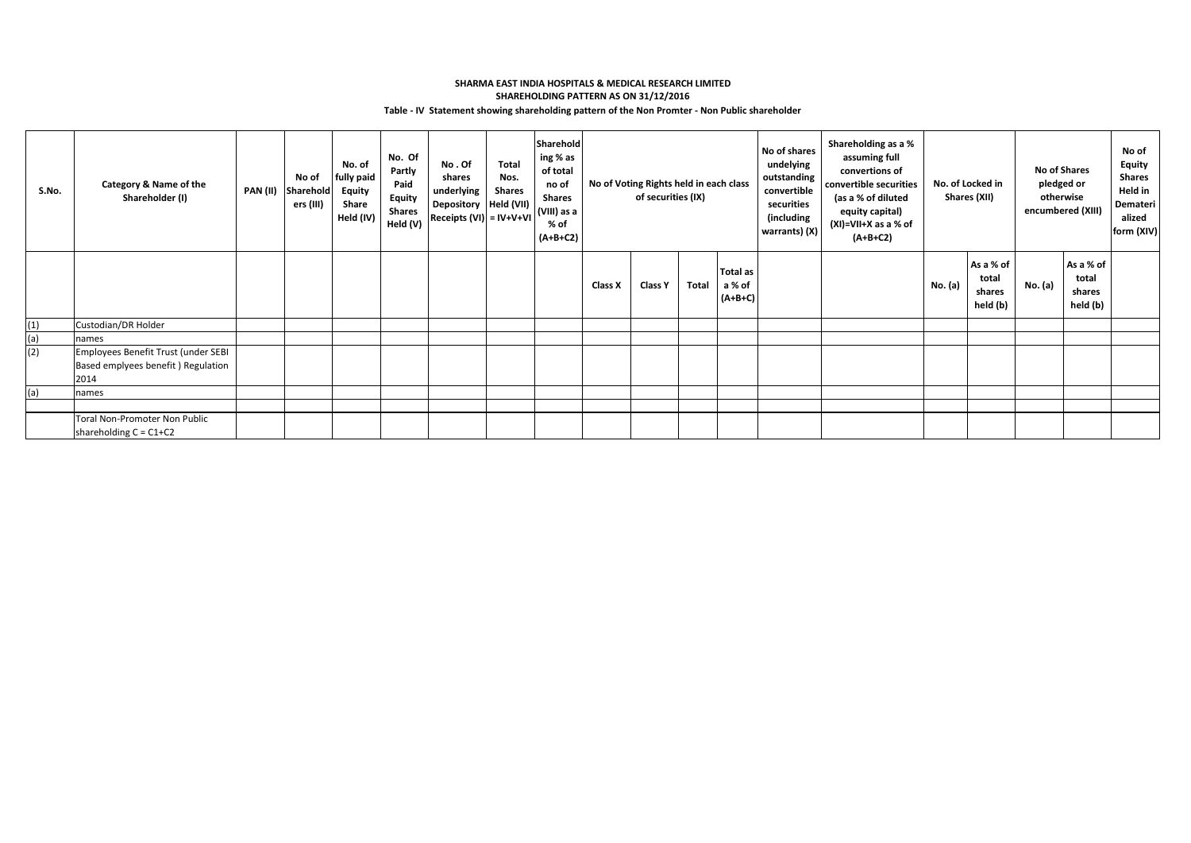**SHARMA EAST INDIA HOSPITALS & MEDICAL RESEARCH LIMITED**

**SHAREHOLDING PATTERN AS ON 31/12/2016**

**Table - IV Statement showing shareholding pattern of the Non Promter - Non Public shareholder**

| S.No. | Category & Name of the Shareholder (I) | PAN (II) | No of Shareholders (III) | No. of fully paid Equity Share Held (IV) | No. Of Partly Paid Equity Shares Held (V) | No . Of shares underlying Depository Receipts (VI) | Total Nos. Shares Held (VII) = IV+V+VI | Shareholding % as of total no of Shares (VIII) as a % of (A+B+C2) | No of Voting Rights held in each class of securities (IX) | | | | No of shares underlying outstanding convertible securities (including warrants) (X) | Shareholding as a % assuming full convertions of convertible securities (as a % of diluted equity capital) (XI)=VII+X as a % of (A+B+C2) | No. of Locked in Shares (XII) | | No of Shares pledged or otherwise encumbered (XIII) | | No of Equity Shares Held in Dematerialized form (XIV) |
|---|---|---|---|---|---|---|---|---|---|---|---|---|---|---|---|---|---|---|---|
| | | | | | | | | | Class X | Class Y | Total | Total as a % of (A+B+C) | | | No. (a) | As a % of total shares held (b) | No. (a) | As a % of total shares held (b) | |
| (1) | Custodian/DR Holder | | | | | | | | | | | | | | | | | | |
| (a) | names | | | | | | | | | | | | | | | | | | |
| (2) | Employees Benefit Trust (under SEBI Based emplyees benefit ) Regulation 2014 | | | | | | | | | | | | | | | | | | |
| (a) | names | | | | | | | | | | | | | | | | | | |
| | | | | | | | | | | | | | | | | | | | |
| | Toral Non-Promoter Non Public shareholding C = C1+C2 | | | | | | | | | | | | | | | | | | |